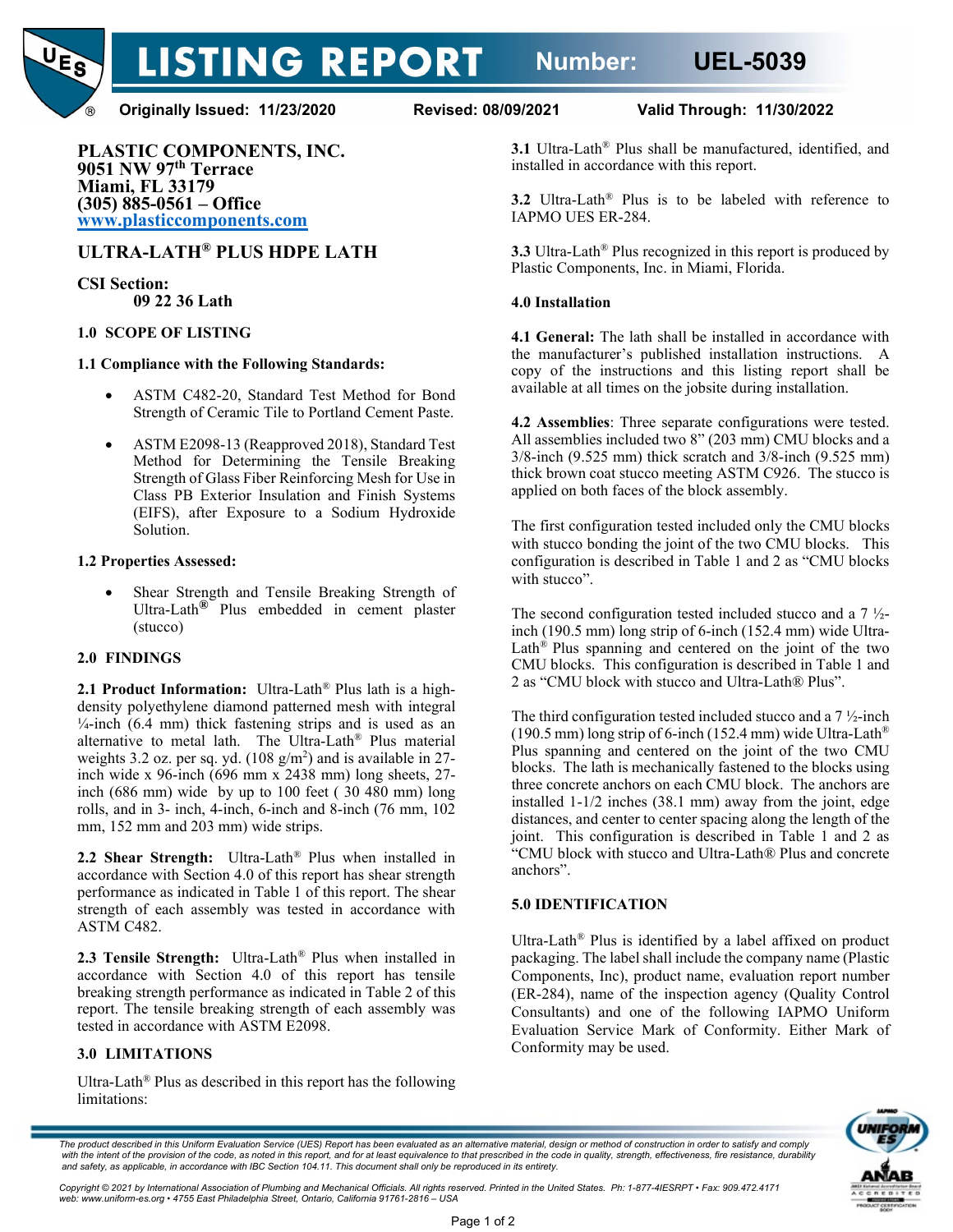# LISTING REPORT Number: UEL-5039

**Originally Issued: 11/23/2020** **Revised: 08/09/2021** **Valid Through: 11/30/2022**

**PLASTIC COMPONENTS, INC.**
**9051 NW 97th Terrace**
**Miami, FL 33179**
**(305) 885-0561 – Office**
**www.plasticcomponents.com**

## ULTRA-LATH® PLUS HDPE LATH

**CSI Section:**
**09 22 36 Lath**

### 1.0 SCOPE OF LISTING

**1.1 Compliance with the Following Standards:**

- ASTM C482-20, Standard Test Method for Bond Strength of Ceramic Tile to Portland Cement Paste.
- ASTM E2098-13 (Reapproved 2018), Standard Test Method for Determining the Tensile Breaking Strength of Glass Fiber Reinforcing Mesh for Use in Class PB Exterior Insulation and Finish Systems (EIFS), after Exposure to a Sodium Hydroxide Solution.

**1.2 Properties Assessed:**

- Shear Strength and Tensile Breaking Strength of Ultra-Lath® Plus embedded in cement plaster (stucco)

### 2.0 FINDINGS

**2.1 Product Information:** Ultra-Lath® Plus lath is a high-density polyethylene diamond patterned mesh with integral ¼-inch (6.4 mm) thick fastening strips and is used as an alternative to metal lath. The Ultra-Lath® Plus material weights 3.2 oz. per sq. yd. (108 g/m$^2$) and is available in 27-inch wide x 96-inch (696 mm x 2438 mm) long sheets, 27-inch (686 mm) wide by up to 100 feet ( 30 480 mm) long rolls, and in 3- inch, 4-inch, 6-inch and 8-inch (76 mm, 102 mm, 152 mm and 203 mm) wide strips.

**2.2 Shear Strength:** Ultra-Lath® Plus when installed in accordance with Section 4.0 of this report has shear strength performance as indicated in Table 1 of this report. The shear strength of each assembly was tested in accordance with ASTM C482.

**2.3 Tensile Strength:** Ultra-Lath® Plus when installed in accordance with Section 4.0 of this report has tensile breaking strength performance as indicated in Table 2 of this report. The tensile breaking strength of each assembly was tested in accordance with ASTM E2098.

### 3.0 LIMITATIONS

Ultra-Lath® Plus as described in this report has the following limitations:

**3.1** Ultra-Lath® Plus shall be manufactured, identified, and installed in accordance with this report.

**3.2** Ultra-Lath® Plus is to be labeled with reference to IAPMO UES ER-284.

**3.3** Ultra-Lath® Plus recognized in this report is produced by Plastic Components, Inc. in Miami, Florida.

### 4.0 Installation

**4.1 General:** The lath shall be installed in accordance with the manufacturer's published installation instructions. A copy of the instructions and this listing report shall be available at all times on the jobsite during installation.

**4.2 Assemblies**: Three separate configurations were tested. All assemblies included two 8" (203 mm) CMU blocks and a 3/8-inch (9.525 mm) thick scratch and 3/8-inch (9.525 mm) thick brown coat stucco meeting ASTM C926. The stucco is applied on both faces of the block assembly.

The first configuration tested included only the CMU blocks with stucco bonding the joint of the two CMU blocks. This configuration is described in Table 1 and 2 as "CMU blocks with stucco".

The second configuration tested included stucco and a 7 ½-inch (190.5 mm) long strip of 6-inch (152.4 mm) wide Ultra-Lath® Plus spanning and centered on the joint of the two CMU blocks. This configuration is described in Table 1 and 2 as "CMU block with stucco and Ultra-Lath® Plus".

The third configuration tested included stucco and a 7 ½-inch (190.5 mm) long strip of 6-inch (152.4 mm) wide Ultra-Lath® Plus spanning and centered on the joint of the two CMU blocks. The lath is mechanically fastened to the blocks using three concrete anchors on each CMU block. The anchors are installed 1-1/2 inches (38.1 mm) away from the joint, edge distances, and center to center spacing along the length of the joint. This configuration is described in Table 1 and 2 as "CMU block with stucco and Ultra-Lath® Plus and concrete anchors".

### 5.0 IDENTIFICATION

Ultra-Lath® Plus is identified by a label affixed on product packaging. The label shall include the company name (Plastic Components, Inc), product name, evaluation report number (ER-284), name of the inspection agency (Quality Control Consultants) and one of the following IAPMO Uniform Evaluation Service Mark of Conformity. Either Mark of Conformity may be used.

*The product described in this Uniform Evaluation Service (UES) Report has been evaluated as an alternative material, design or method of construction in order to satisfy and comply with the intent of the provision of the code, as noted in this report, and for at least equivalence to that prescribed in the code in quality, strength, effectiveness, fire resistance, durability and safety, as applicable, in accordance with IBC Section 104.11. This document shall only be reproduced in its entirety.*

*Copyright © 2021 by International Association of Plumbing and Mechanical Officials. All rights reserved. Printed in the United States. Ph: 1-877-4IESRPT • Fax: 909.472.4171 web: www.uniform-es.org • 4755 East Philadelphia Street, Ontario, California 91761-2816 – USA*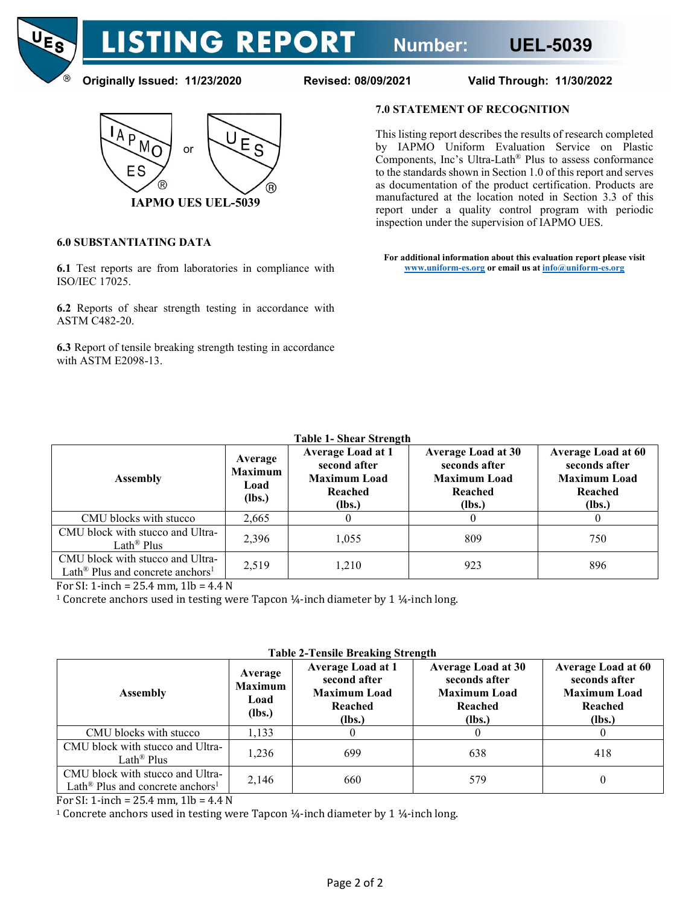**Originally Issued: 11/23/2020 Revised: 08/09/2021 Valid Through: 11/30/2022**

**IAPMO UES UEL-5039**

## 6.0 SUBSTANTIATING DATA

**6.1** Test reports are from laboratories in compliance with ISO/IEC 17025.

**6.2** Reports of shear strength testing in accordance with ASTM C482-20.

**6.3** Report of tensile breaking strength testing in accordance with ASTM E2098-13.

## 7.0 STATEMENT OF RECOGNITION

This listing report describes the results of research completed by IAPMO Uniform Evaluation Service on Plastic Components, Inc's Ultra-Lath® Plus to assess conformance to the standards shown in Section 1.0 of this report and serves as documentation of the product certification. Products are manufactured at the location noted in Section 3.3 of this report under a quality control program with periodic inspection under the supervision of IAPMO UES.

**For additional information about this evaluation report please visit www.uniform-es.org or email us at info@uniform-es.org**

**Table 1- Shear Strength**

| Assembly | Average Maximum Load (lbs.) | Average Load at 1 second after Maximum Load Reached (lbs.) | Average Load at 30 seconds after Maximum Load Reached (lbs.) | Average Load at 60 seconds after Maximum Load Reached (lbs.) |
|---|---|---|---|---|
| CMU blocks with stucco | 2,665 | 0 | 0 | 0 |
| CMU block with stucco and Ultra-Lath® Plus | 2,396 | 1,055 | 809 | 750 |
| CMU block with stucco and Ultra-Lath® Plus and concrete anchors[1] | 2,519 | 1,210 | 923 | 896 |

For SI: 1-inch = 25.4 mm, 1lb = 4.4 N

[1] Concrete anchors used in testing were Tapcon ¼-inch diameter by 1 ¼-inch long.

**Table 2-Tensile Breaking Strength**

| Assembly | Average Maximum Load (lbs.) | Average Load at 1 second after Maximum Load Reached (lbs.) | Average Load at 30 seconds after Maximum Load Reached (lbs.) | Average Load at 60 seconds after Maximum Load Reached (lbs.) |
|---|---|---|---|---|
| CMU blocks with stucco | 1,133 | 0 | 0 | 0 |
| CMU block with stucco and Ultra-Lath® Plus | 1,236 | 699 | 638 | 418 |
| CMU block with stucco and Ultra-Lath® Plus and concrete anchors[1] | 2,146 | 660 | 579 | 0 |

For SI: 1-inch = 25.4 mm, 1lb = 4.4 N

[1] Concrete anchors used in testing were Tapcon ¼-inch diameter by 1 ¼-inch long.